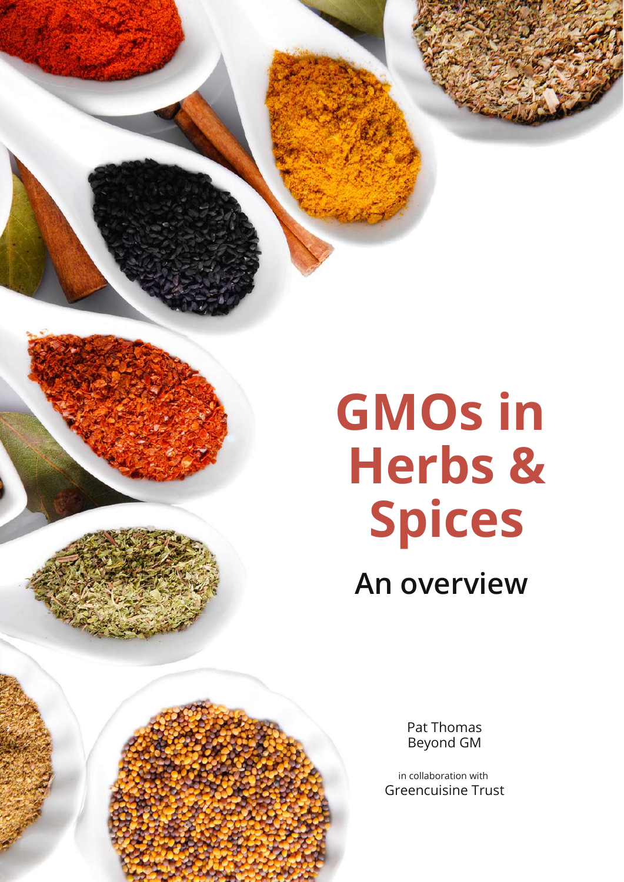# GMOs in Herbs & Spices

## An overview

Pat Thomas
Beyond GM

in collaboration with
Greencuisine Trust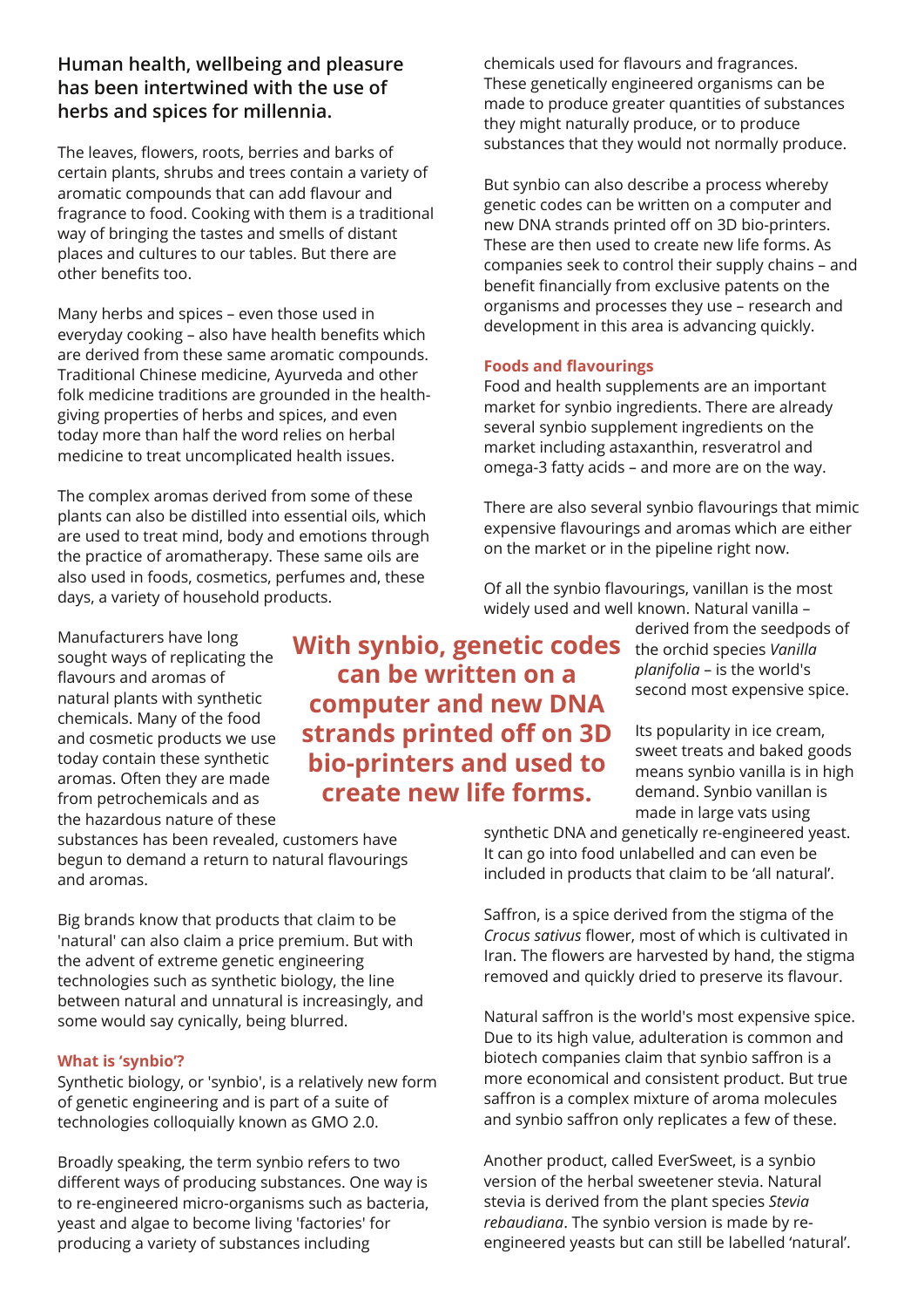## Human health, wellbeing and pleasure has been intertwined with the use of herbs and spices for millennia.

The leaves, flowers, roots, berries and barks of certain plants, shrubs and trees contain a variety of aromatic compounds that can add flavour and fragrance to food. Cooking with them is a traditional way of bringing the tastes and smells of distant places and cultures to our tables. But there are other benefits too.

Many herbs and spices – even those used in everyday cooking – also have health benefits which are derived from these same aromatic compounds. Traditional Chinese medicine, Ayurveda and other folk medicine traditions are grounded in the health-giving properties of herbs and spices, and even today more than half the word relies on herbal medicine to treat uncomplicated health issues.

The complex aromas derived from some of these plants can also be distilled into essential oils, which are used to treat mind, body and emotions through the practice of aromatherapy. These same oils are also used in foods, cosmetics, perfumes and, these days, a variety of household products.

Manufacturers have long sought ways of replicating the flavours and aromas of natural plants with synthetic chemicals. Many of the food and cosmetic products we use today contain these synthetic aromas. Often they are made from petrochemicals and as the hazardous nature of these substances has been revealed, customers have begun to demand a return to natural flavourings and aromas.

Big brands know that products that claim to be 'natural' can also claim a price premium. But with the advent of extreme genetic engineering technologies such as synthetic biology, the line between natural and unnatural is increasingly, and some would say cynically, being blurred.

### What is 'synbio'?

Synthetic biology, or 'synbio', is a relatively new form of genetic engineering and is part of a suite of technologies colloquially known as GMO 2.0.

Broadly speaking, the term synbio refers to two different ways of producing substances. One way is to re-engineered micro-organisms such as bacteria, yeast and algae to become living 'factories' for producing a variety of substances including chemicals used for flavours and fragrances. These genetically engineered organisms can be made to produce greater quantities of substances they might naturally produce, or to produce substances that they would not normally produce.

But synbio can also describe a process whereby genetic codes can be written on a computer and new DNA strands printed off on 3D bio-printers. These are then used to create new life forms. As companies seek to control their supply chains – and benefit financially from exclusive patents on the organisms and processes they use – research and development in this area is advancing quickly.

**With synbio, genetic codes can be written on a computer and new DNA strands printed off on 3D bio-printers and used to create new life forms.**

### Foods and flavourings

Food and health supplements are an important market for synbio ingredients. There are already several synbio supplement ingredients on the market including astaxanthin, resveratrol and omega-3 fatty acids – and more are on the way.

There are also several synbio flavourings that mimic expensive flavourings and aromas which are either on the market or in the pipeline right now.

Of all the synbio flavourings, vanillan is the most widely used and well known. Natural vanilla – derived from the seedpods of the orchid species *Vanilla planifolia* – is the world's second most expensive spice.

Its popularity in ice cream, sweet treats and baked goods means synbio vanilla is in high demand. Synbio vanillan is made in large vats using synthetic DNA and genetically re-engineered yeast. It can go into food unlabelled and can even be included in products that claim to be 'all natural'.

Saffron, is a spice derived from the stigma of the *Crocus sativus* flower, most of which is cultivated in Iran. The flowers are harvested by hand, the stigma removed and quickly dried to preserve its flavour.

Natural saffron is the world's most expensive spice. Due to its high value, adulteration is common and biotech companies claim that synbio saffron is a more economical and consistent product. But true saffron is a complex mixture of aroma molecules and synbio saffron only replicates a few of these.

Another product, called EverSweet, is a synbio version of the herbal sweetener stevia. Natural stevia is derived from the plant species *Stevia rebaudiana*. The synbio version is made by re-engineered yeasts but can still be labelled 'natural'.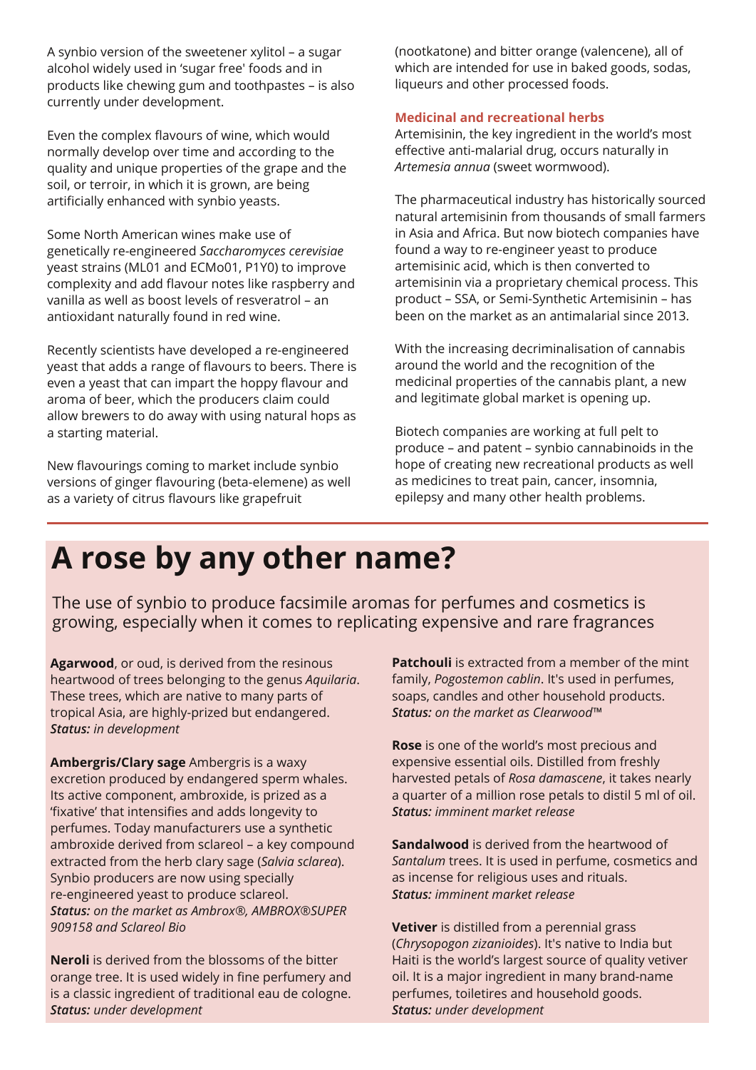A synbio version of the sweetener xylitol – a sugar alcohol widely used in 'sugar free' foods and in products like chewing gum and toothpastes – is also currently under development.

Even the complex flavours of wine, which would normally develop over time and according to the quality and unique properties of the grape and the soil, or terroir, in which it is grown, are being artificially enhanced with synbio yeasts.

Some North American wines make use of genetically re-engineered *Saccharomyces cerevisiae* yeast strains (ML01 and ECMo01, P1Y0) to improve complexity and add flavour notes like raspberry and vanilla as well as boost levels of resveratrol – an antioxidant naturally found in red wine.

Recently scientists have developed a re-engineered yeast that adds a range of flavours to beers. There is even a yeast that can impart the hoppy flavour and aroma of beer, which the producers claim could allow brewers to do away with using natural hops as a starting material.

New flavourings coming to market include synbio versions of ginger flavouring (beta-elemene) as well as a variety of citrus flavours like grapefruit (nootkatone) and bitter orange (valencene), all of which are intended for use in baked goods, sodas, liqueurs and other processed foods.

### Medicinal and recreational herbs

Artemisinin, the key ingredient in the world's most effective anti-malarial drug, occurs naturally in *Artemesia annua* (sweet wormwood).

The pharmaceutical industry has historically sourced natural artemisinin from thousands of small farmers in Asia and Africa. But now biotech companies have found a way to re-engineer yeast to produce artemisinic acid, which is then converted to artemisinin via a proprietary chemical process. This product – SSA, or Semi-Synthetic Artemisinin – has been on the market as an antimalarial since 2013.

With the increasing decriminalisation of cannabis around the world and the recognition of the medicinal properties of the cannabis plant, a new and legitimate global market is opening up.

Biotech companies are working at full pelt to produce – and patent – synbio cannabinoids in the hope of creating new recreational products as well as medicines to treat pain, cancer, insomnia, epilepsy and many other health problems.

## A rose by any other name?

The use of synbio to produce facsimile aromas for perfumes and cosmetics is growing, especially when it comes to replicating expensive and rare fragrances

**Agarwood**, or oud, is derived from the resinous heartwood of trees belonging to the genus *Aquilaria*. These trees, which are native to many parts of tropical Asia, are highly-prized but endangered.
***Status:** in development*

**Ambergris/Clary sage** Ambergris is a waxy excretion produced by endangered sperm whales. Its active component, ambroxide, is prized as a 'fixative' that intensifies and adds longevity to perfumes. Today manufacturers use a synthetic ambroxide derived from sclareol – a key compound extracted from the herb clary sage (*Salvia sclarea*). Synbio producers are now using specially re-engineered yeast to produce sclareol.
***Status:** on the market as Ambrox®, AMBROX®SUPER 909158 and Sclareol Bio*

**Neroli** is derived from the blossoms of the bitter orange tree. It is used widely in fine perfumery and is a classic ingredient of traditional eau de cologne.
***Status:** under development*

**Patchouli** is extracted from a member of the mint family, *Pogostemon cablin*. It's used in perfumes, soaps, candles and other household products.
***Status:** on the market as Clearwood™*

**Rose** is one of the world's most precious and expensive essential oils. Distilled from freshly harvested petals of *Rosa damascene*, it takes nearly a quarter of a million rose petals to distil 5 ml of oil.
***Status:** imminent market release*

**Sandalwood** is derived from the heartwood of *Santalum* trees. It is used in perfume, cosmetics and as incense for religious uses and rituals.
***Status:** imminent market release*

**Vetiver** is distilled from a perennial grass (*Chrysopogon zizanioides*). It's native to India but Haiti is the world's largest source of quality vetiver oil. It is a major ingredient in many brand-name perfumes, toiletires and household goods.
***Status:** under development*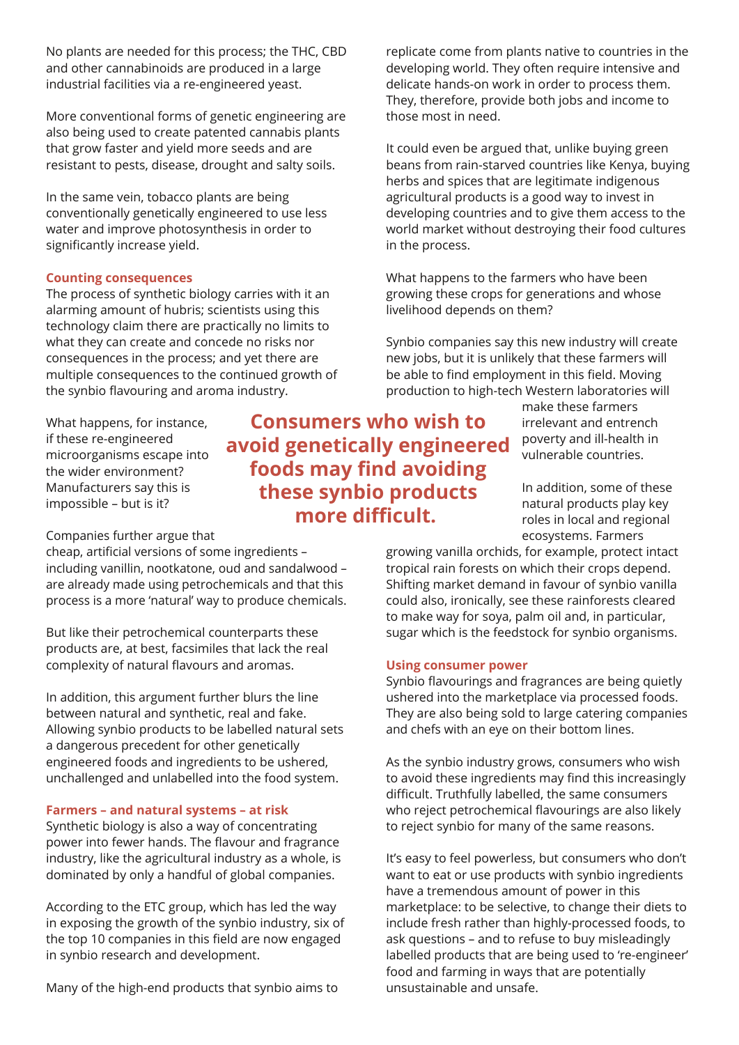No plants are needed for this process; the THC, CBD and other cannabinoids are produced in a large industrial facilities via a re-engineered yeast.

More conventional forms of genetic engineering are also being used to create patented cannabis plants that grow faster and yield more seeds and are resistant to pests, disease, drought and salty soils.

In the same vein, tobacco plants are being conventionally genetically engineered to use less water and improve photosynthesis in order to significantly increase yield.

### Counting consequences

The process of synthetic biology carries with it an alarming amount of hubris; scientists using this technology claim there are practically no limits to what they can create and concede no risks nor consequences in the process; and yet there are multiple consequences to the continued growth of the synbio flavouring and aroma industry.

What happens, for instance, if these re-engineered microorganisms escape into the wider environment? Manufacturers say this is impossible – but is it?

**Consumers who wish to avoid genetically engineered foods may find avoiding these synbio products more difficult.**

Companies further argue that cheap, artificial versions of some ingredients – including vanillin, nootkatone, oud and sandalwood – are already made using petrochemicals and that this process is a more 'natural' way to produce chemicals.

But like their petrochemical counterparts these products are, at best, facsimiles that lack the real complexity of natural flavours and aromas.

In addition, this argument further blurs the line between natural and synthetic, real and fake. Allowing synbio products to be labelled natural sets a dangerous precedent for other genetically engineered foods and ingredients to be ushered, unchallenged and unlabelled into the food system.

### Farmers – and natural systems – at risk

Synthetic biology is also a way of concentrating power into fewer hands. The flavour and fragrance industry, like the agricultural industry as a whole, is dominated by only a handful of global companies.

According to the ETC group, which has led the way in exposing the growth of the synbio industry, six of the top 10 companies in this field are now engaged in synbio research and development.

Many of the high-end products that synbio aims to replicate come from plants native to countries in the developing world. They often require intensive and delicate hands-on work in order to process them. They, therefore, provide both jobs and income to those most in need.

It could even be argued that, unlike buying green beans from rain-starved countries like Kenya, buying herbs and spices that are legitimate indigenous agricultural products is a good way to invest in developing countries and to give them access to the world market without destroying their food cultures in the process.

What happens to the farmers who have been growing these crops for generations and whose livelihood depends on them?

Synbio companies say this new industry will create new jobs, but it is unlikely that these farmers will be able to find employment in this field. Moving production to high-tech Western laboratories will make these farmers irrelevant and entrench poverty and ill-health in vulnerable countries.

In addition, some of these natural products play key roles in local and regional ecosystems. Farmers growing vanilla orchids, for example, protect intact tropical rain forests on which their crops depend. Shifting market demand in favour of synbio vanilla could also, ironically, see these rainforests cleared to make way for soya, palm oil and, in particular, sugar which is the feedstock for synbio organisms.

### Using consumer power

Synbio flavourings and fragrances are being quietly ushered into the marketplace via processed foods. They are also being sold to large catering companies and chefs with an eye on their bottom lines.

As the synbio industry grows, consumers who wish to avoid these ingredients may find this increasingly difficult. Truthfully labelled, the same consumers who reject petrochemical flavourings are also likely to reject synbio for many of the same reasons.

It's easy to feel powerless, but consumers who don't want to eat or use products with synbio ingredients have a tremendous amount of power in this marketplace: to be selective, to change their diets to include fresh rather than highly-processed foods, to ask questions – and to refuse to buy misleadingly labelled products that are being used to 're-engineer' food and farming in ways that are potentially unsustainable and unsafe.